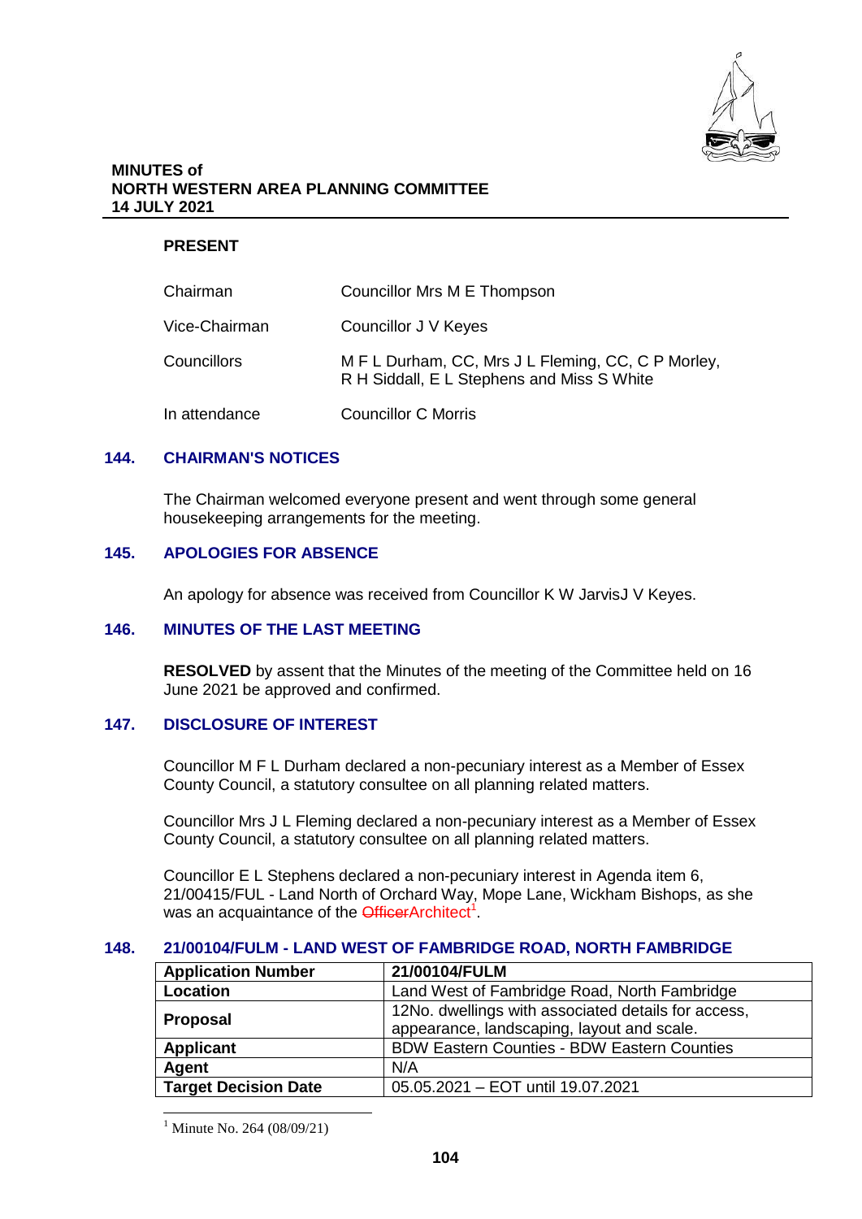**MINUTES of**
**NORTH WESTERN AREA PLANNING COMMITTEE**
**14 JULY 2021**

**PRESENT**

| | |
|---|---|
| Chairman | Councillor Mrs M E Thompson |
| Vice-Chairman | Councillor J V Keyes |
| Councillors | M F L Durham, CC, Mrs J L Fleming, CC, C P Morley, R H Siddall, E L Stephens and Miss S White |
| In attendance | Councillor C Morris |

## 144. CHAIRMAN'S NOTICES

The Chairman welcomed everyone present and went through some general housekeeping arrangements for the meeting.

## 145. APOLOGIES FOR ABSENCE

An apology for absence was received from Councillor K W JarvisJ V Keyes.

## 146. MINUTES OF THE LAST MEETING

**RESOLVED** by assent that the Minutes of the meeting of the Committee held on 16 June 2021 be approved and confirmed.

## 147. DISCLOSURE OF INTEREST

Councillor M F L Durham declared a non-pecuniary interest as a Member of Essex County Council, a statutory consultee on all planning related matters.

Councillor Mrs J L Fleming declared a non-pecuniary interest as a Member of Essex County Council, a statutory consultee on all planning related matters.

Councillor E L Stephens declared a non-pecuniary interest in Agenda item 6, 21/00415/FUL - Land North of Orchard Way, Mope Lane, Wickham Bishops, as she was an acquaintance of the ~~Officer~~Architect[1].

## 148. 21/00104/FULM - LAND WEST OF FAMBRIDGE ROAD, NORTH FAMBRIDGE

| **Application Number** | **21/00104/FULM** |
|---|---|
| **Location** | Land West of Fambridge Road, North Fambridge |
| **Proposal** | 12No. dwellings with associated details for access, appearance, landscaping, layout and scale. |
| **Applicant** | BDW Eastern Counties - BDW Eastern Counties |
| **Agent** | N/A |
| **Target Decision Date** | 05.05.2021 – EOT until 19.07.2021 |

[1] Minute No. 264 (08/09/21)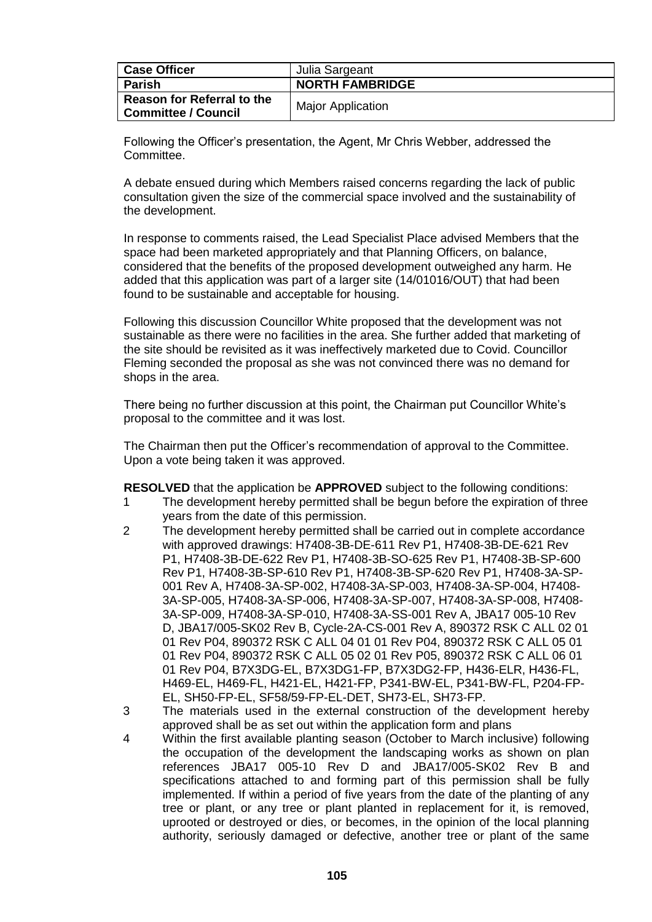| Case Officer | Julia Sargeant |
| --- | --- |
| **Parish** | **NORTH FAMBRIDGE** |
| **Reason for Referral to the Committee / Council** | Major Application |

Following the Officer's presentation, the Agent, Mr Chris Webber, addressed the Committee.

A debate ensued during which Members raised concerns regarding the lack of public consultation given the size of the commercial space involved and the sustainability of the development.

In response to comments raised, the Lead Specialist Place advised Members that the space had been marketed appropriately and that Planning Officers, on balance, considered that the benefits of the proposed development outweighed any harm. He added that this application was part of a larger site (14/01016/OUT) that had been found to be sustainable and acceptable for housing.

Following this discussion Councillor White proposed that the development was not sustainable as there were no facilities in the area. She further added that marketing of the site should be revisited as it was ineffectively marketed due to Covid. Councillor Fleming seconded the proposal as she was not convinced there was no demand for shops in the area.

There being no further discussion at this point, the Chairman put Councillor White's proposal to the committee and it was lost.

The Chairman then put the Officer's recommendation of approval to the Committee. Upon a vote being taken it was approved.

**RESOLVED** that the application be **APPROVED** subject to the following conditions:

1. The development hereby permitted shall be begun before the expiration of three years from the date of this permission.
2. The development hereby permitted shall be carried out in complete accordance with approved drawings: H7408-3B-DE-611 Rev P1, H7408-3B-DE-621 Rev P1, H7408-3B-DE-622 Rev P1, H7408-3B-SO-625 Rev P1, H7408-3B-SP-600 Rev P1, H7408-3B-SP-610 Rev P1, H7408-3B-SP-620 Rev P1, H7408-3A-SP-001 Rev A, H7408-3A-SP-002, H7408-3A-SP-003, H7408-3A-SP-004, H7408-3A-SP-005, H7408-3A-SP-006, H7408-3A-SP-007, H7408-3A-SP-008, H7408-3A-SP-009, H7408-3A-SP-010, H7408-3A-SS-001 Rev A, JBA17 005-10 Rev D, JBA17/005-SK02 Rev B, Cycle-2A-CS-001 Rev A, 890372 RSK C ALL 02 01 01 Rev P04, 890372 RSK C ALL 04 01 01 Rev P04, 890372 RSK C ALL 05 01 01 Rev P04, 890372 RSK C ALL 05 02 01 Rev P05, 890372 RSK C ALL 06 01 01 Rev P04, B7X3DG-EL, B7X3DG1-FP, B7X3DG2-FP, H436-ELR, H436-FL, H469-EL, H469-FL, H421-EL, H421-FP, P341-BW-EL, P341-BW-FL, P204-FP-EL, SH50-FP-EL, SF58/59-FP-EL-DET, SH73-EL, SH73-FP.
3. The materials used in the external construction of the development hereby approved shall be as set out within the application form and plans
4. Within the first available planting season (October to March inclusive) following the occupation of the development the landscaping works as shown on plan references JBA17 005-10 Rev D and JBA17/005-SK02 Rev B and specifications attached to and forming part of this permission shall be fully implemented. If within a period of five years from the date of the planting of any tree or plant, or any tree or plant planted in replacement for it, is removed, uprooted or destroyed or dies, or becomes, in the opinion of the local planning authority, seriously damaged or defective, another tree or plant of the same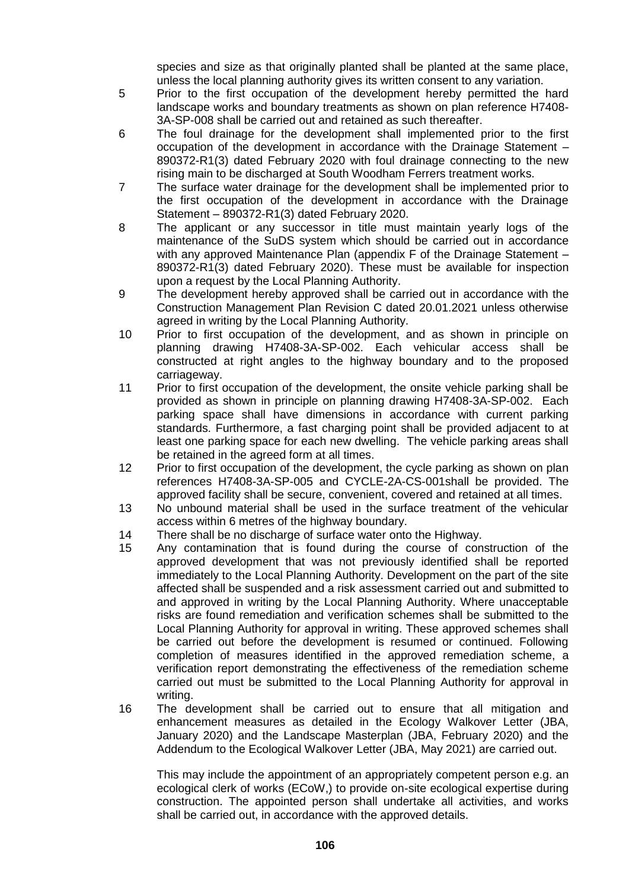species and size as that originally planted shall be planted at the same place, unless the local planning authority gives its written consent to any variation.

5 Prior to the first occupation of the development hereby permitted the hard landscape works and boundary treatments as shown on plan reference H7408-3A-SP-008 shall be carried out and retained as such thereafter.

6 The foul drainage for the development shall implemented prior to the first occupation of the development in accordance with the Drainage Statement – 890372-R1(3) dated February 2020 with foul drainage connecting to the new rising main to be discharged at South Woodham Ferrers treatment works.

7 The surface water drainage for the development shall be implemented prior to the first occupation of the development in accordance with the Drainage Statement – 890372-R1(3) dated February 2020.

8 The applicant or any successor in title must maintain yearly logs of the maintenance of the SuDS system which should be carried out in accordance with any approved Maintenance Plan (appendix F of the Drainage Statement – 890372-R1(3) dated February 2020). These must be available for inspection upon a request by the Local Planning Authority.

9 The development hereby approved shall be carried out in accordance with the Construction Management Plan Revision C dated 20.01.2021 unless otherwise agreed in writing by the Local Planning Authority.

10 Prior to first occupation of the development, and as shown in principle on planning drawing H7408-3A-SP-002. Each vehicular access shall be constructed at right angles to the highway boundary and to the proposed carriageway.

11 Prior to first occupation of the development, the onsite vehicle parking shall be provided as shown in principle on planning drawing H7408-3A-SP-002. Each parking space shall have dimensions in accordance with current parking standards. Furthermore, a fast charging point shall be provided adjacent to at least one parking space for each new dwelling. The vehicle parking areas shall be retained in the agreed form at all times.

12 Prior to first occupation of the development, the cycle parking as shown on plan references H7408-3A-SP-005 and CYCLE-2A-CS-001shall be provided. The approved facility shall be secure, convenient, covered and retained at all times.

13 No unbound material shall be used in the surface treatment of the vehicular access within 6 metres of the highway boundary.

14 There shall be no discharge of surface water onto the Highway.

15 Any contamination that is found during the course of construction of the approved development that was not previously identified shall be reported immediately to the Local Planning Authority. Development on the part of the site affected shall be suspended and a risk assessment carried out and submitted to and approved in writing by the Local Planning Authority. Where unacceptable risks are found remediation and verification schemes shall be submitted to the Local Planning Authority for approval in writing. These approved schemes shall be carried out before the development is resumed or continued. Following completion of measures identified in the approved remediation scheme, a verification report demonstrating the effectiveness of the remediation scheme carried out must be submitted to the Local Planning Authority for approval in writing.

16 The development shall be carried out to ensure that all mitigation and enhancement measures as detailed in the Ecology Walkover Letter (JBA, January 2020) and the Landscape Masterplan (JBA, February 2020) and the Addendum to the Ecological Walkover Letter (JBA, May 2021) are carried out.

This may include the appointment of an appropriately competent person e.g. an ecological clerk of works (ECoW,) to provide on-site ecological expertise during construction. The appointed person shall undertake all activities, and works shall be carried out, in accordance with the approved details.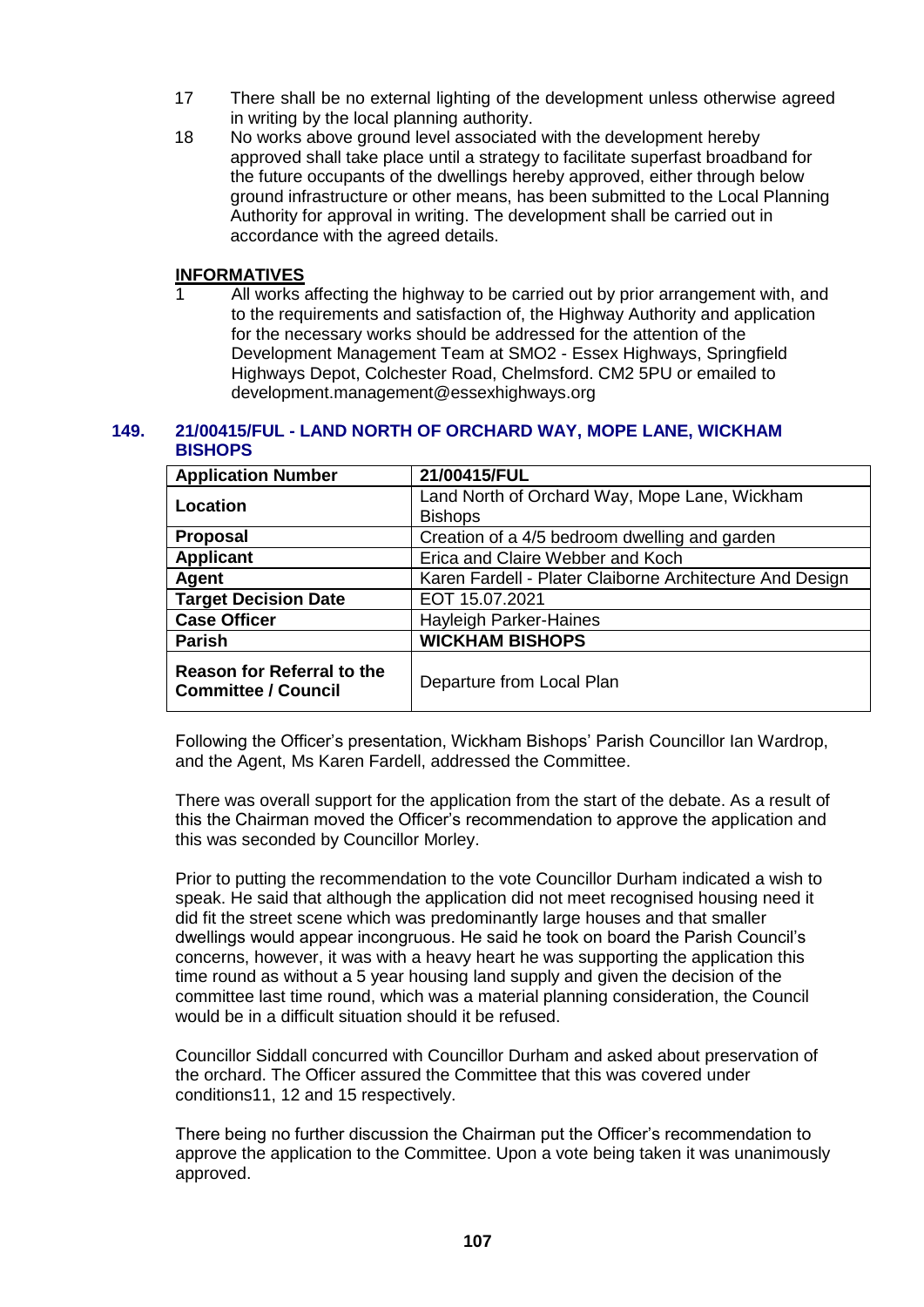17 There shall be no external lighting of the development unless otherwise agreed in writing by the local planning authority.

18 No works above ground level associated with the development hereby approved shall take place until a strategy to facilitate superfast broadband for the future occupants of the dwellings hereby approved, either through below ground infrastructure or other means, has been submitted to the Local Planning Authority for approval in writing. The development shall be carried out in accordance with the agreed details.

**INFORMATIVES**

1 All works affecting the highway to be carried out by prior arrangement with, and to the requirements and satisfaction of, the Highway Authority and application for the necessary works should be addressed for the attention of the Development Management Team at SMO2 - Essex Highways, Springfield Highways Depot, Colchester Road, Chelmsford. CM2 5PU or emailed to development.management@essexhighways.org

## 149. 21/00415/FUL - LAND NORTH OF ORCHARD WAY, MOPE LANE, WICKHAM BISHOPS

| **Application Number** | **21/00415/FUL** |
|---|---|
| **Location** | Land North of Orchard Way, Mope Lane, Wickham Bishops |
| **Proposal** | Creation of a 4/5 bedroom dwelling and garden |
| **Applicant** | Erica and Claire Webber and Koch |
| **Agent** | Karen Fardell - Plater Claiborne Architecture And Design |
| **Target Decision Date** | EOT 15.07.2021 |
| **Case Officer** | Hayleigh Parker-Haines |
| **Parish** | **WICKHAM BISHOPS** |
| **Reason for Referral to the Committee / Council** | Departure from Local Plan |

Following the Officer's presentation, Wickham Bishops' Parish Councillor Ian Wardrop, and the Agent, Ms Karen Fardell, addressed the Committee.

There was overall support for the application from the start of the debate. As a result of this the Chairman moved the Officer's recommendation to approve the application and this was seconded by Councillor Morley.

Prior to putting the recommendation to the vote Councillor Durham indicated a wish to speak. He said that although the application did not meet recognised housing need it did fit the street scene which was predominantly large houses and that smaller dwellings would appear incongruous. He said he took on board the Parish Council's concerns, however, it was with a heavy heart he was supporting the application this time round as without a 5 year housing land supply and given the decision of the committee last time round, which was a material planning consideration, the Council would be in a difficult situation should it be refused.

Councillor Siddall concurred with Councillor Durham and asked about preservation of the orchard. The Officer assured the Committee that this was covered under conditions11, 12 and 15 respectively.

There being no further discussion the Chairman put the Officer's recommendation to approve the application to the Committee. Upon a vote being taken it was unanimously approved.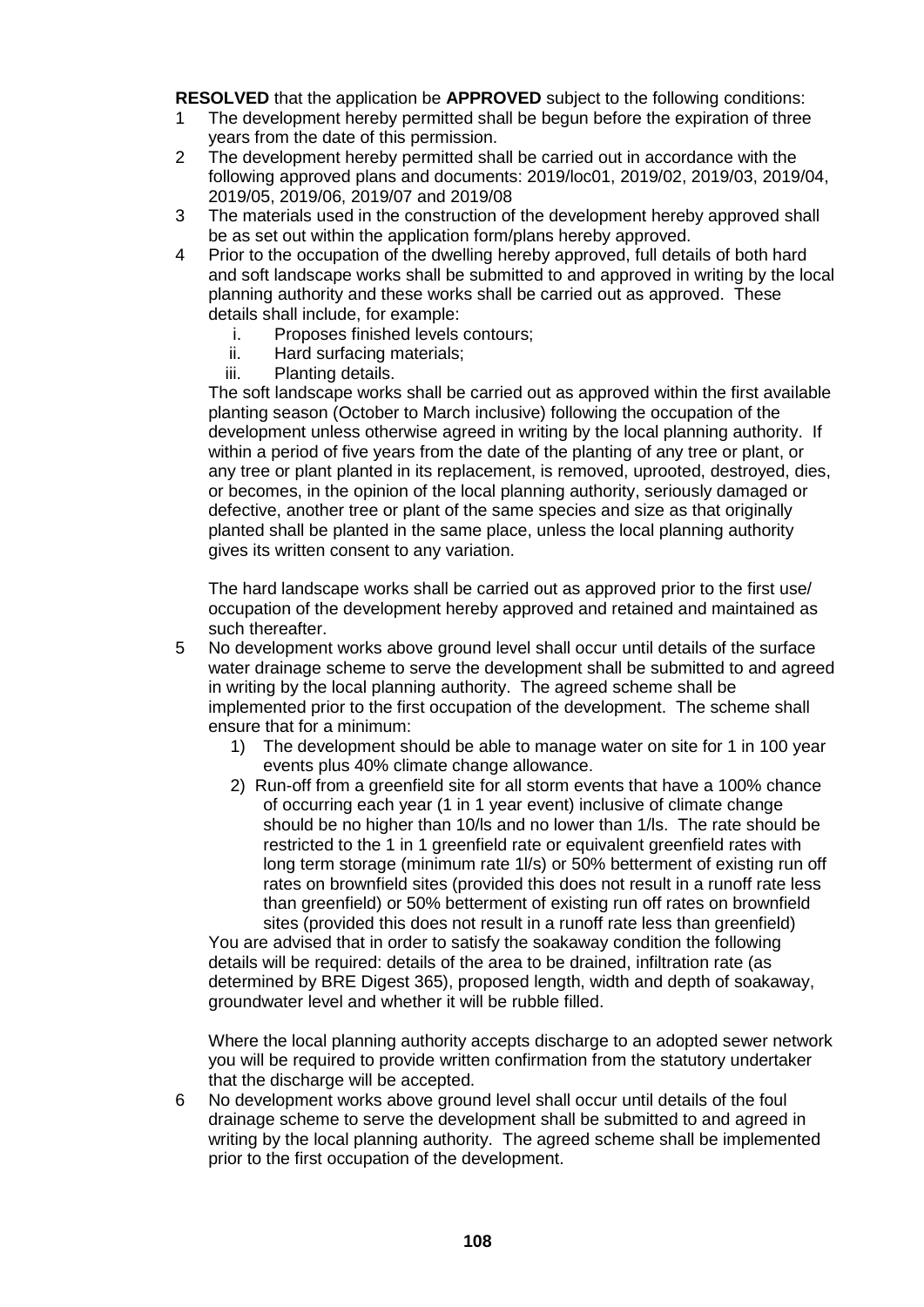**RESOLVED** that the application be **APPROVED** subject to the following conditions:

1. The development hereby permitted shall be begun before the expiration of three years from the date of this permission.
2. The development hereby permitted shall be carried out in accordance with the following approved plans and documents: 2019/loc01, 2019/02, 2019/03, 2019/04, 2019/05, 2019/06, 2019/07 and 2019/08
3. The materials used in the construction of the development hereby approved shall be as set out within the application form/plans hereby approved.
4. Prior to the occupation of the dwelling hereby approved, full details of both hard and soft landscape works shall be submitted to and approved in writing by the local planning authority and these works shall be carried out as approved. These details shall include, for example:
   i. Proposes finished levels contours;
   ii. Hard surfacing materials;
   iii. Planting details.

   The soft landscape works shall be carried out as approved within the first available planting season (October to March inclusive) following the occupation of the development unless otherwise agreed in writing by the local planning authority. If within a period of five years from the date of the planting of any tree or plant, or any tree or plant planted in its replacement, is removed, uprooted, destroyed, dies, or becomes, in the opinion of the local planning authority, seriously damaged or defective, another tree or plant of the same species and size as that originally planted shall be planted in the same place, unless the local planning authority gives its written consent to any variation.

   The hard landscape works shall be carried out as approved prior to the first use/ occupation of the development hereby approved and retained and maintained as such thereafter.
5. No development works above ground level shall occur until details of the surface water drainage scheme to serve the development shall be submitted to and agreed in writing by the local planning authority. The agreed scheme shall be implemented prior to the first occupation of the development. The scheme shall ensure that for a minimum:
   1) The development should be able to manage water on site for 1 in 100 year events plus 40% climate change allowance.
   2) Run-off from a greenfield site for all storm events that have a 100% chance of occurring each year (1 in 1 year event) inclusive of climate change should be no higher than 10/ls and no lower than 1/ls. The rate should be restricted to the 1 in 1 greenfield rate or equivalent greenfield rates with long term storage (minimum rate 1l/s) or 50% betterment of existing run off rates on brownfield sites (provided this does not result in a runoff rate less than greenfield) or 50% betterment of existing run off rates on brownfield sites (provided this does not result in a runoff rate less than greenfield)

   You are advised that in order to satisfy the soakaway condition the following details will be required: details of the area to be drained, infiltration rate (as determined by BRE Digest 365), proposed length, width and depth of soakaway, groundwater level and whether it will be rubble filled.

   Where the local planning authority accepts discharge to an adopted sewer network you will be required to provide written confirmation from the statutory undertaker that the discharge will be accepted.
6. No development works above ground level shall occur until details of the foul drainage scheme to serve the development shall be submitted to and agreed in writing by the local planning authority. The agreed scheme shall be implemented prior to the first occupation of the development.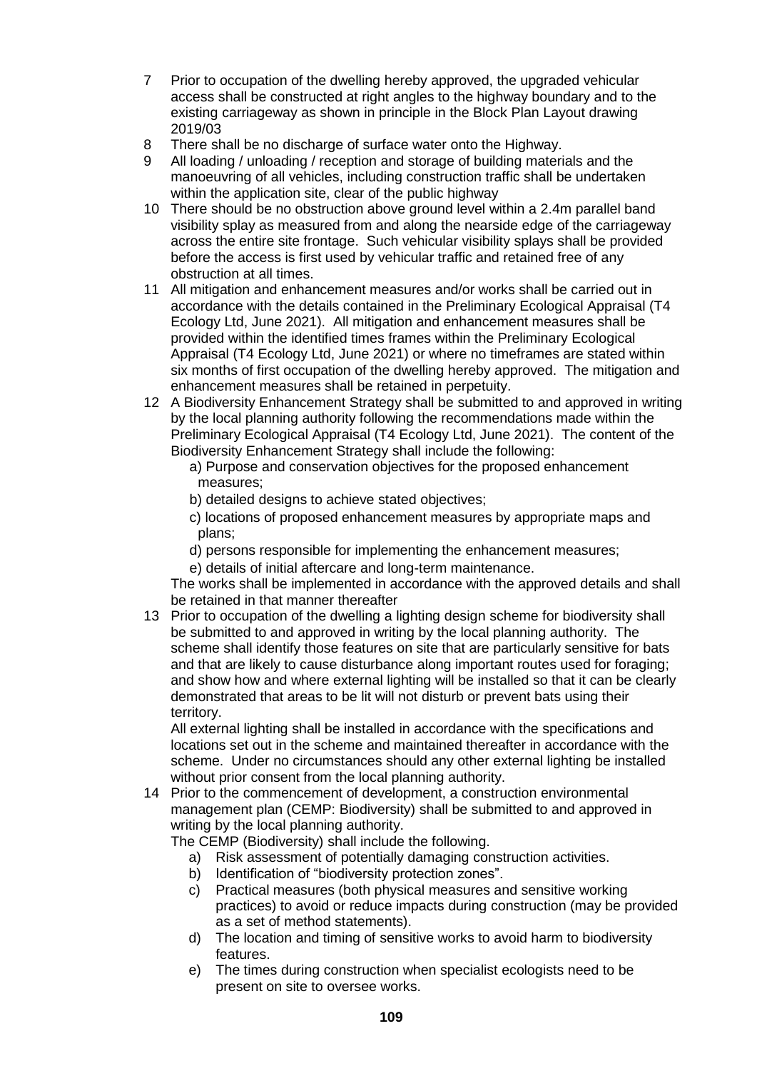7 Prior to occupation of the dwelling hereby approved, the upgraded vehicular access shall be constructed at right angles to the highway boundary and to the existing carriageway as shown in principle in the Block Plan Layout drawing 2019/03

8 There shall be no discharge of surface water onto the Highway.

9 All loading / unloading / reception and storage of building materials and the manoeuvring of all vehicles, including construction traffic shall be undertaken within the application site, clear of the public highway

10 There should be no obstruction above ground level within a 2.4m parallel band visibility splay as measured from and along the nearside edge of the carriageway across the entire site frontage. Such vehicular visibility splays shall be provided before the access is first used by vehicular traffic and retained free of any obstruction at all times.

11 All mitigation and enhancement measures and/or works shall be carried out in accordance with the details contained in the Preliminary Ecological Appraisal (T4 Ecology Ltd, June 2021). All mitigation and enhancement measures shall be provided within the identified times frames within the Preliminary Ecological Appraisal (T4 Ecology Ltd, June 2021) or where no timeframes are stated within six months of first occupation of the dwelling hereby approved. The mitigation and enhancement measures shall be retained in perpetuity.

12 A Biodiversity Enhancement Strategy shall be submitted to and approved in writing by the local planning authority following the recommendations made within the Preliminary Ecological Appraisal (T4 Ecology Ltd, June 2021). The content of the Biodiversity Enhancement Strategy shall include the following:

   a) Purpose and conservation objectives for the proposed enhancement measures;
   b) detailed designs to achieve stated objectives;
   c) locations of proposed enhancement measures by appropriate maps and plans;
   d) persons responsible for implementing the enhancement measures;
   e) details of initial aftercare and long-term maintenance.

   The works shall be implemented in accordance with the approved details and shall be retained in that manner thereafter

13 Prior to occupation of the dwelling a lighting design scheme for biodiversity shall be submitted to and approved in writing by the local planning authority. The scheme shall identify those features on site that are particularly sensitive for bats and that are likely to cause disturbance along important routes used for foraging; and show how and where external lighting will be installed so that it can be clearly demonstrated that areas to be lit will not disturb or prevent bats using their territory.

   All external lighting shall be installed in accordance with the specifications and locations set out in the scheme and maintained thereafter in accordance with the scheme. Under no circumstances should any other external lighting be installed without prior consent from the local planning authority.

14 Prior to the commencement of development, a construction environmental management plan (CEMP: Biodiversity) shall be submitted to and approved in writing by the local planning authority.

   The CEMP (Biodiversity) shall include the following.

   a) Risk assessment of potentially damaging construction activities.
   b) Identification of "biodiversity protection zones".
   c) Practical measures (both physical measures and sensitive working practices) to avoid or reduce impacts during construction (may be provided as a set of method statements).
   d) The location and timing of sensitive works to avoid harm to biodiversity features.
   e) The times during construction when specialist ecologists need to be present on site to oversee works.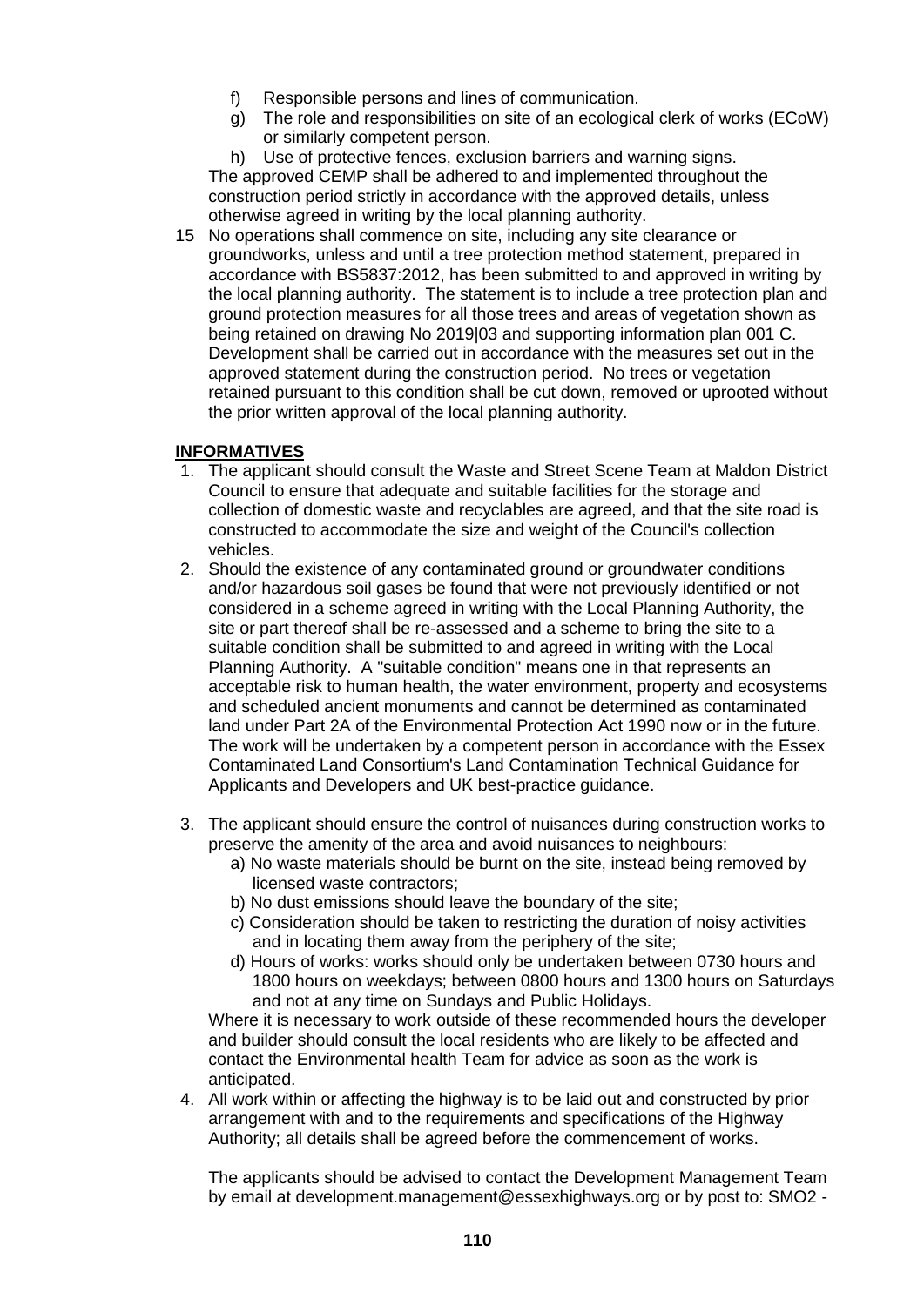f) Responsible persons and lines of communication.
g) The role and responsibilities on site of an ecological clerk of works (ECoW) or similarly competent person.
h) Use of protective fences, exclusion barriers and warning signs.

The approved CEMP shall be adhered to and implemented throughout the construction period strictly in accordance with the approved details, unless otherwise agreed in writing by the local planning authority.

15 No operations shall commence on site, including any site clearance or groundworks, unless and until a tree protection method statement, prepared in accordance with BS5837:2012, has been submitted to and approved in writing by the local planning authority. The statement is to include a tree protection plan and ground protection measures for all those trees and areas of vegetation shown as being retained on drawing No 2019|03 and supporting information plan 001 C. Development shall be carried out in accordance with the measures set out in the approved statement during the construction period. No trees or vegetation retained pursuant to this condition shall be cut down, removed or uprooted without the prior written approval of the local planning authority.

**INFORMATIVES**

1. The applicant should consult the Waste and Street Scene Team at Maldon District Council to ensure that adequate and suitable facilities for the storage and collection of domestic waste and recyclables are agreed, and that the site road is constructed to accommodate the size and weight of the Council's collection vehicles.
2. Should the existence of any contaminated ground or groundwater conditions and/or hazardous soil gases be found that were not previously identified or not considered in a scheme agreed in writing with the Local Planning Authority, the site or part thereof shall be re-assessed and a scheme to bring the site to a suitable condition shall be submitted to and agreed in writing with the Local Planning Authority. A "suitable condition" means one in that represents an acceptable risk to human health, the water environment, property and ecosystems and scheduled ancient monuments and cannot be determined as contaminated land under Part 2A of the Environmental Protection Act 1990 now or in the future. The work will be undertaken by a competent person in accordance with the Essex Contaminated Land Consortium's Land Contamination Technical Guidance for Applicants and Developers and UK best-practice guidance.
3. The applicant should ensure the control of nuisances during construction works to preserve the amenity of the area and avoid nuisances to neighbours:
   a) No waste materials should be burnt on the site, instead being removed by licensed waste contractors;
   b) No dust emissions should leave the boundary of the site;
   c) Consideration should be taken to restricting the duration of noisy activities and in locating them away from the periphery of the site;
   d) Hours of works: works should only be undertaken between 0730 hours and 1800 hours on weekdays; between 0800 hours and 1300 hours on Saturdays and not at any time on Sundays and Public Holidays.

   Where it is necessary to work outside of these recommended hours the developer and builder should consult the local residents who are likely to be affected and contact the Environmental health Team for advice as soon as the work is anticipated.
4. All work within or affecting the highway is to be laid out and constructed by prior arrangement with and to the requirements and specifications of the Highway Authority; all details shall be agreed before the commencement of works.

   The applicants should be advised to contact the Development Management Team by email at development.management@essexhighways.org or by post to: SMO2 -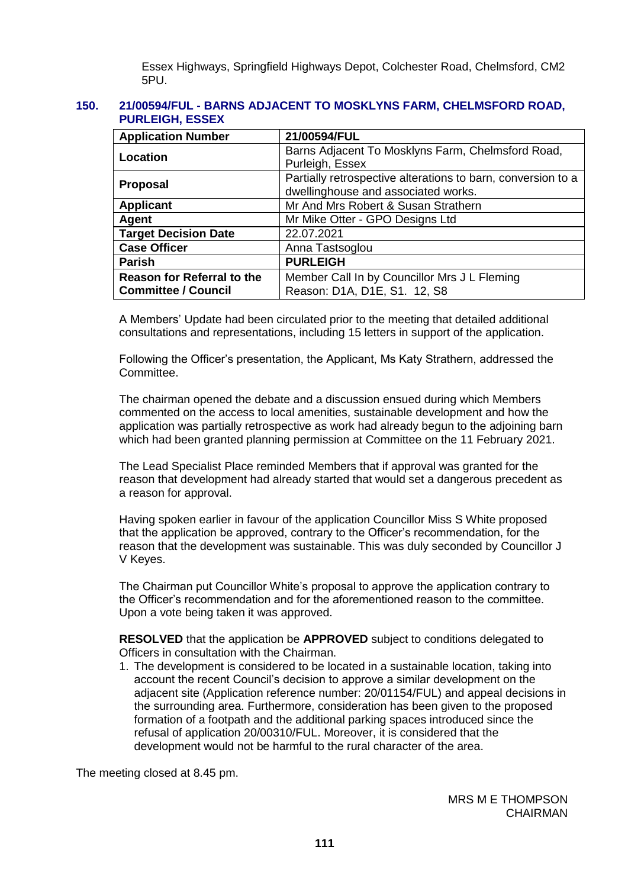Essex Highways, Springfield Highways Depot, Colchester Road, Chelmsford, CM2 5PU.

### 150. 21/00594/FUL - BARNS ADJACENT TO MOSKLYNS FARM, CHELMSFORD ROAD, PURLEIGH, ESSEX

| | |
|---|---|
| **Application Number** | **21/00594/FUL** |
| **Location** | Barns Adjacent To Mosklyns Farm, Chelmsford Road, Purleigh, Essex |
| **Proposal** | Partially retrospective alterations to barn, conversion to a dwellinghouse and associated works. |
| **Applicant** | Mr And Mrs Robert & Susan Strathern |
| **Agent** | Mr Mike Otter - GPO Designs Ltd |
| **Target Decision Date** | 22.07.2021 |
| **Case Officer** | Anna Tastsoglou |
| **Parish** | **PURLEIGH** |
| **Reason for Referral to the Committee / Council** | Member Call In by Councillor Mrs J L Fleming Reason: D1A, D1E, S1. 12, S8 |

A Members' Update had been circulated prior to the meeting that detailed additional consultations and representations, including 15 letters in support of the application.

Following the Officer's presentation, the Applicant, Ms Katy Strathern, addressed the Committee.

The chairman opened the debate and a discussion ensued during which Members commented on the access to local amenities, sustainable development and how the application was partially retrospective as work had already begun to the adjoining barn which had been granted planning permission at Committee on the 11 February 2021.

The Lead Specialist Place reminded Members that if approval was granted for the reason that development had already started that would set a dangerous precedent as a reason for approval.

Having spoken earlier in favour of the application Councillor Miss S White proposed that the application be approved, contrary to the Officer's recommendation, for the reason that the development was sustainable. This was duly seconded by Councillor J V Keyes.

The Chairman put Councillor White's proposal to approve the application contrary to the Officer's recommendation and for the aforementioned reason to the committee. Upon a vote being taken it was approved.

**RESOLVED** that the application be **APPROVED** subject to conditions delegated to Officers in consultation with the Chairman.

1. The development is considered to be located in a sustainable location, taking into account the recent Council's decision to approve a similar development on the adjacent site (Application reference number: 20/01154/FUL) and appeal decisions in the surrounding area. Furthermore, consideration has been given to the proposed formation of a footpath and the additional parking spaces introduced since the refusal of application 20/00310/FUL. Moreover, it is considered that the development would not be harmful to the rural character of the area.

The meeting closed at 8.45 pm.

MRS M E THOMPSON
CHAIRMAN